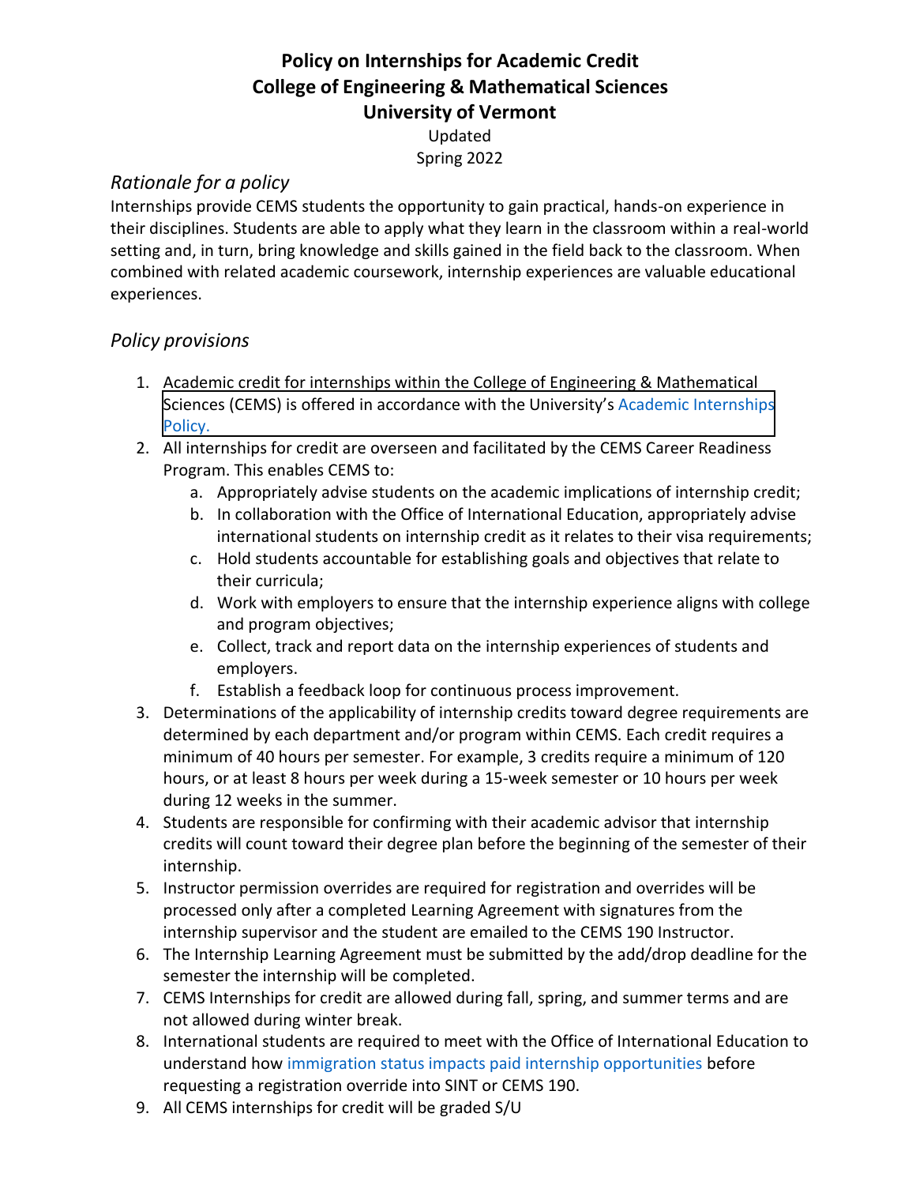# Policy on Internships for Academic Credit
# College of Engineering & Mathematical Sciences
# University of Vermont

Updated
Spring 2022

## *Rationale for a policy*

Internships provide CEMS students the opportunity to gain practical, hands-on experience in their disciplines. Students are able to apply what they learn in the classroom within a real-world setting and, in turn, bring knowledge and skills gained in the field back to the classroom. When combined with related academic coursework, internship experiences are valuable educational experiences.

## *Policy provisions*

1. Academic credit for internships within the College of Engineering & Mathematical Sciences (CEMS) is offered in accordance with the University's Academic Internships Policy.
2. All internships for credit are overseen and facilitated by the CEMS Career Readiness Program. This enables CEMS to:
   a. Appropriately advise students on the academic implications of internship credit;
   b. In collaboration with the Office of International Education, appropriately advise international students on internship credit as it relates to their visa requirements;
   c. Hold students accountable for establishing goals and objectives that relate to their curricula;
   d. Work with employers to ensure that the internship experience aligns with college and program objectives;
   e. Collect, track and report data on the internship experiences of students and employers.
   f. Establish a feedback loop for continuous process improvement.
3. Determinations of the applicability of internship credits toward degree requirements are determined by each department and/or program within CEMS. Each credit requires a minimum of 40 hours per semester. For example, 3 credits require a minimum of 120 hours, or at least 8 hours per week during a 15-week semester or 10 hours per week during 12 weeks in the summer.
4. Students are responsible for confirming with their academic advisor that internship credits will count toward their degree plan before the beginning of the semester of their internship.
5. Instructor permission overrides are required for registration and overrides will be processed only after a completed Learning Agreement with signatures from the internship supervisor and the student are emailed to the CEMS 190 Instructor.
6. The Internship Learning Agreement must be submitted by the add/drop deadline for the semester the internship will be completed.
7. CEMS Internships for credit are allowed during fall, spring, and summer terms and are not allowed during winter break.
8. International students are required to meet with the Office of International Education to understand how immigration status impacts paid internship opportunities before requesting a registration override into SINT or CEMS 190.
9. All CEMS internships for credit will be graded S/U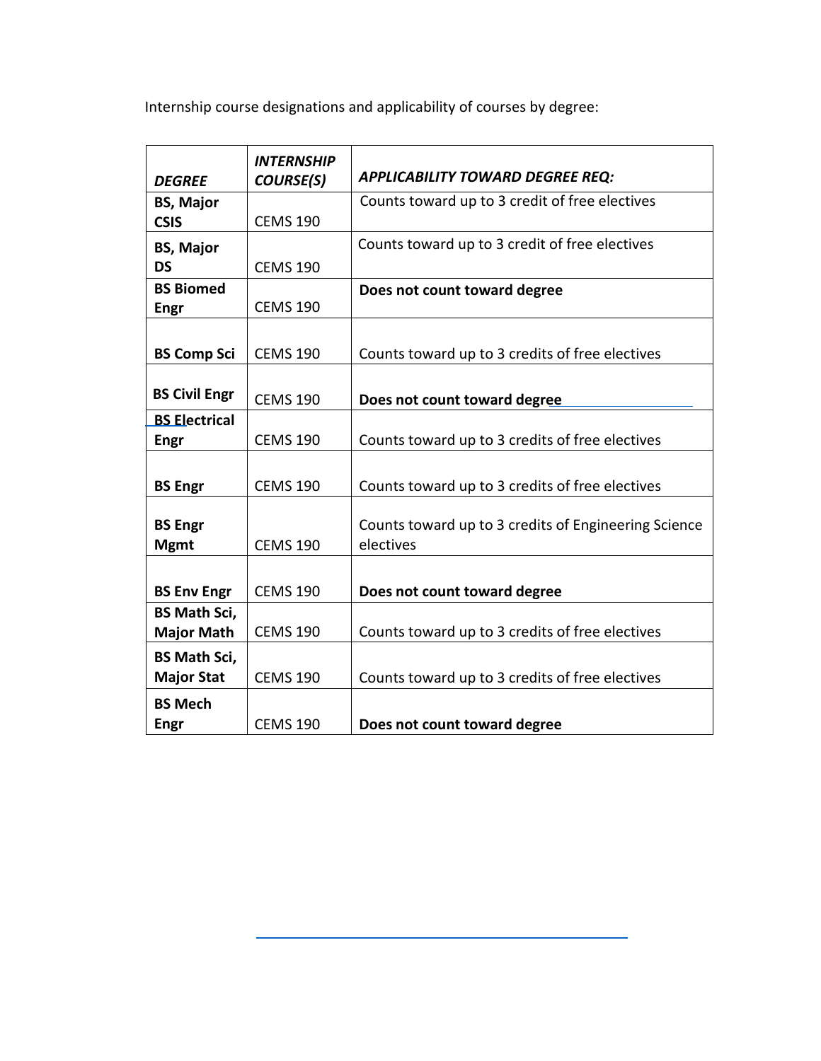Internship course designations and applicability of courses by degree:

| *DEGREE* | *INTERNSHIP COURSE(S)* | *APPLICABILITY TOWARD DEGREE REQ:* |
|---|---|---|
| **BS, Major CSIS** | CEMS 190 | Counts toward up to 3 credit of free electives |
| **BS, Major DS** | CEMS 190 | Counts toward up to 3 credit of free electives |
| **BS Biomed Engr** | CEMS 190 | **Does not count toward degree** |
| **BS Comp Sci** | CEMS 190 | Counts toward up to 3 credits of free electives |
| **BS Civil Engr** | CEMS 190 | **Does not count toward degree** |
| **BS Electrical Engr** | CEMS 190 | Counts toward up to 3 credits of free electives |
| **BS Engr** | CEMS 190 | Counts toward up to 3 credits of free electives |
| **BS Engr Mgmt** | CEMS 190 | Counts toward up to 3 credits of Engineering Science electives |
| **BS Env Engr** | CEMS 190 | **Does not count toward degree** |
| **BS Math Sci, Major Math** | CEMS 190 | Counts toward up to 3 credits of free electives |
| **BS Math Sci, Major Stat** | CEMS 190 | Counts toward up to 3 credits of free electives |
| **BS Mech Engr** | CEMS 190 | **Does not count toward degree** |